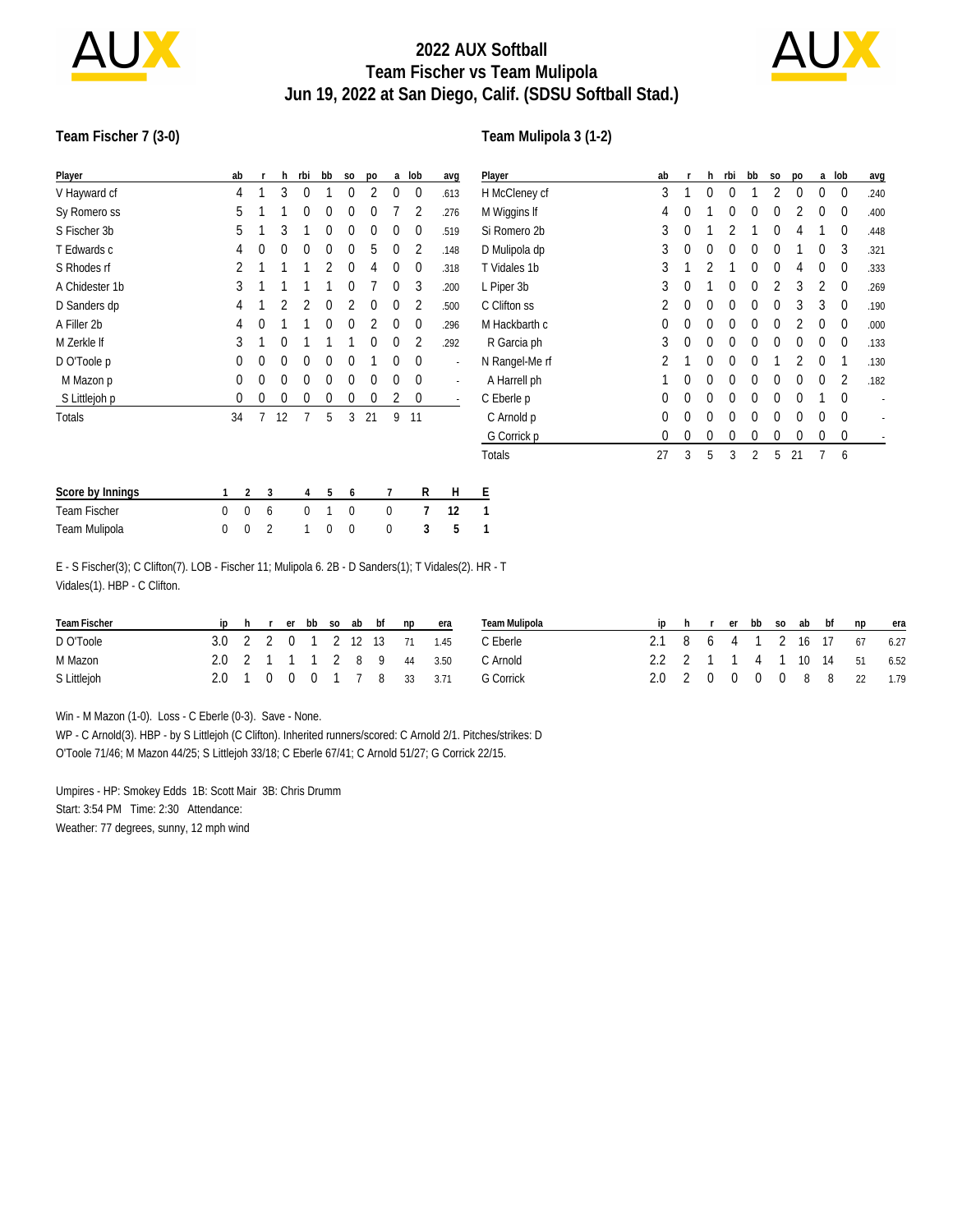# 2022 AUX Softball
# Team Fischer vs Team Mulipola
# Jun 19, 2022 at San Diego, Calif. (SDSU Softball Stad.)

### Team Fischer 7 (3-0)

| Player | ab | r | h | rbi | bb | so | po | a | lob | avg |
|---|---|---|---|---|---|---|---|---|---|---|
| V Hayward cf | 4 | 1 | 3 | 0 | 1 | 0 | 2 | 0 | 0 | .613 |
| Sy Romero ss | 5 | 1 | 1 | 0 | 0 | 0 | 0 | 7 | 2 | .276 |
| S Fischer 3b | 5 | 1 | 3 | 1 | 0 | 0 | 0 | 0 | 0 | .519 |
| T Edwards c | 4 | 0 | 0 | 0 | 0 | 0 | 5 | 0 | 2 | .148 |
| S Rhodes rf | 2 | 1 | 1 | 1 | 2 | 0 | 4 | 0 | 0 | .318 |
| A Chidester 1b | 3 | 1 | 1 | 1 | 1 | 0 | 7 | 0 | 3 | .200 |
| D Sanders dp | 4 | 1 | 2 | 2 | 0 | 2 | 0 | 0 | 2 | .500 |
| A Filler 2b | 4 | 0 | 1 | 1 | 0 | 0 | 2 | 0 | 0 | .296 |
| M Zerkle lf | 3 | 1 | 0 | 1 | 1 | 1 | 0 | 0 | 2 | .292 |
| D O'Toole p | 0 | 0 | 0 | 0 | 0 | 0 | 1 | 0 | 0 | - |
| M Mazon p | 0 | 0 | 0 | 0 | 0 | 0 | 0 | 0 | 0 | - |
| S Littlejoh p | 0 | 0 | 0 | 0 | 0 | 0 | 0 | 2 | 0 | - |
| Totals | 34 | 7 | 12 | 7 | 5 | 3 | 21 | 9 | 11 | |

### Team Mulipola 3 (1-2)

| Player | ab | r | h | rbi | bb | so | po | a | lob | avg |
|---|---|---|---|---|---|---|---|---|---|---|
| H McCleney cf | 3 | 1 | 0 | 0 | 1 | 2 | 0 | 0 | 0 | .240 |
| M Wiggins lf | 4 | 0 | 1 | 0 | 0 | 0 | 2 | 0 | 0 | .400 |
| Si Romero 2b | 3 | 0 | 1 | 2 | 1 | 0 | 4 | 1 | 0 | .448 |
| D Mulipola dp | 3 | 0 | 0 | 0 | 0 | 0 | 1 | 0 | 3 | .321 |
| T Vidales 1b | 3 | 1 | 2 | 1 | 0 | 0 | 4 | 0 | 0 | .333 |
| L Piper 3b | 3 | 0 | 1 | 0 | 0 | 2 | 3 | 2 | 0 | .269 |
| C Clifton ss | 2 | 0 | 0 | 0 | 0 | 0 | 3 | 3 | 0 | .190 |
| M Hackbarth c | 0 | 0 | 0 | 0 | 0 | 0 | 2 | 0 | 0 | .000 |
| R Garcia ph | 3 | 0 | 0 | 0 | 0 | 0 | 0 | 0 | 0 | .133 |
| N Rangel-Me rf | 2 | 1 | 0 | 0 | 0 | 1 | 2 | 0 | 1 | .130 |
| A Harrell ph | 1 | 0 | 0 | 0 | 0 | 0 | 0 | 0 | 2 | .182 |
| C Eberle p | 0 | 0 | 0 | 0 | 0 | 0 | 0 | 1 | 0 | - |
| C Arnold p | 0 | 0 | 0 | 0 | 0 | 0 | 0 | 0 | 0 | - |
| G Corrick p | 0 | 0 | 0 | 0 | 0 | 0 | 0 | 0 | 0 | - |
| Totals | 27 | 3 | 5 | 3 | 2 | 5 | 21 | 7 | 6 | |

| Score by Innings | 1 | 2 | 3 | 4 | 5 | 6 | 7 | R | H | E |
|---|---|---|---|---|---|---|---|---|---|---|
| Team Fischer | 0 | 0 | 6 | 0 | 1 | 0 | 0 | 7 | 12 | 1 |
| Team Mulipola | 0 | 0 | 2 | 1 | 0 | 0 | 0 | 3 | 5 | 1 |

E - S Fischer(3); C Clifton(7). LOB - Fischer 11; Mulipola 6. 2B - D Sanders(1); T Vidales(2). HR - T Vidales(1). HBP - C Clifton.

| Team Fischer | ip | h | r | er | bb | so | ab | bf | np | era |
|---|---|---|---|---|---|---|---|---|---|---|
| D O'Toole | 3.0 | 2 | 2 | 0 | 1 | 2 | 12 | 13 | 71 | 1.45 |
| M Mazon | 2.0 | 2 | 1 | 1 | 1 | 2 | 8 | 9 | 44 | 3.50 |
| S Littlejoh | 2.0 | 1 | 0 | 0 | 0 | 1 | 7 | 8 | 33 | 3.71 |

| Team Mulipola | ip | h | r | er | bb | so | ab | bf | np | era |
|---|---|---|---|---|---|---|---|---|---|---|
| C Eberle | 2.1 | 8 | 6 | 4 | 1 | 2 | 16 | 17 | 67 | 6.27 |
| C Arnold | 2.2 | 2 | 1 | 1 | 4 | 1 | 10 | 14 | 51 | 6.52 |
| G Corrick | 2.0 | 2 | 0 | 0 | 0 | 0 | 8 | 8 | 22 | 1.79 |

Win - M Mazon (1-0). Loss - C Eberle (0-3). Save - None.

WP - C Arnold(3). HBP - by S Littlejoh (C Clifton). Inherited runners/scored: C Arnold 2/1. Pitches/strikes: D O'Toole 71/46; M Mazon 44/25; S Littlejoh 33/18; C Eberle 67/41; C Arnold 51/27; G Corrick 22/15.

Umpires - HP: Smokey Edds 1B: Scott Mair 3B: Chris Drumm
Start: 3:54 PM Time: 2:30 Attendance:
Weather: 77 degrees, sunny, 12 mph wind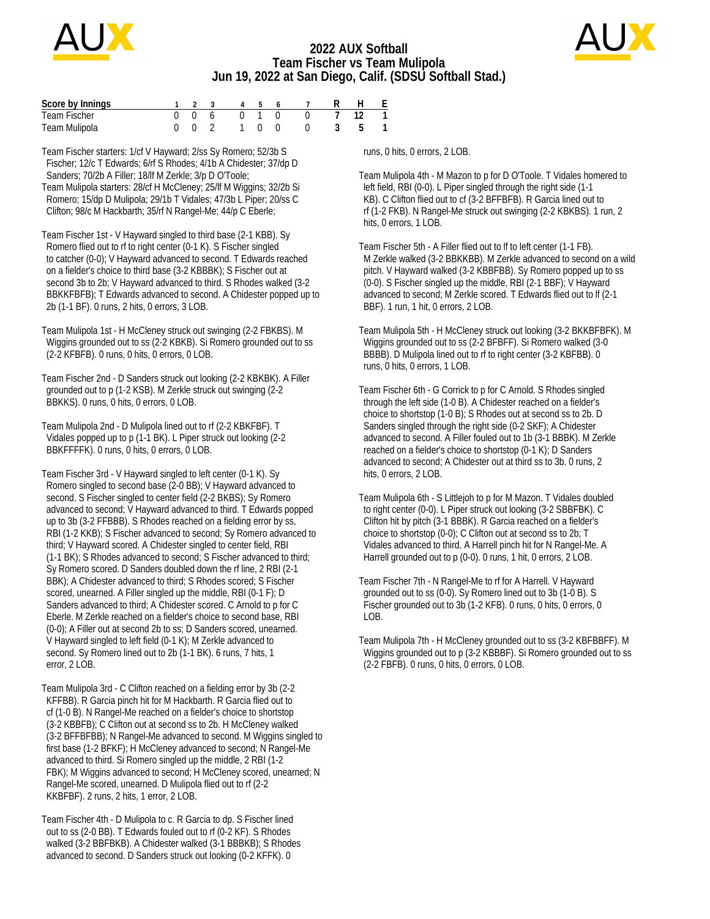# 2022 AUX Softball
## Team Fischer vs Team Mulipola
## Jun 19, 2022 at San Diego, Calif. (SDSU Softball Stad.)

| Score by Innings | 1 | 2 | 3 | 4 | 5 | 6 | 7 | R | H | E |
|---|---|---|---|---|---|---|---|---|---|---|
| Team Fischer | 0 | 0 | 6 | 0 | 1 | 0 | 0 | 7 | 12 | 1 |
| Team Mulipola | 0 | 0 | 2 | 1 | 0 | 0 | 0 | 3 | 5 | 1 |

Team Fischer starters: 1/cf V Hayward; 2/ss Sy Romero; 52/3b S Fischer; 12/c T Edwards; 6/rf S Rhodes; 4/1b A Chidester; 37/dp D Sanders; 70/2b A Filler; 18/lf M Zerkle; 3/p D O'Toole;

Team Mulipola starters: 28/cf H McCleney; 25/lf M Wiggins; 32/2b Si Romero; 15/dp D Mulipola; 29/1b T Vidales; 47/3b L Piper; 20/ss C Clifton; 98/c M Hackbarth; 35/rf N Rangel-Me; 44/p C Eberle;

Team Fischer 1st - V Hayward singled to third base (2-1 KBB). Sy Romero flied out to rf to right center (0-1 K). S Fischer singled to catcher (0-0); V Hayward advanced to second. T Edwards reached on a fielder's choice to third base (3-2 KBBBK); S Fischer out at second 3b to 2b; V Hayward advanced to third. S Rhodes walked (3-2 BBKKFBFB); T Edwards advanced to second. A Chidester popped up to 2b (1-1 BF). 0 runs, 2 hits, 0 errors, 3 LOB.

Team Mulipola 1st - H McCleney struck out swinging (2-2 FBKBS). M Wiggins grounded out to ss (2-2 KBKB). Si Romero grounded out to ss (2-2 KFBFB). 0 runs, 0 hits, 0 errors, 0 LOB.

Team Fischer 2nd - D Sanders struck out looking (2-2 KBKBK). A Filler grounded out to p (1-2 KSB). M Zerkle struck out swinging (2-2 BBKKS). 0 runs, 0 hits, 0 errors, 0 LOB.

Team Mulipola 2nd - D Mulipola lined out to rf (2-2 KBKFBF). T Vidales popped up to p (1-1 BK). L Piper struck out looking (2-2 BBKFFFFK). 0 runs, 0 hits, 0 errors, 0 LOB.

Team Fischer 3rd - V Hayward singled to left center (0-1 K). Sy Romero singled to second base (2-0 BB); V Hayward advanced to second. S Fischer singled to center field (2-2 BKBS); Sy Romero advanced to second; V Hayward advanced to third. T Edwards popped up to 3b (3-2 FFBBB). S Rhodes reached on a fielding error by ss, RBI (1-2 KKB); S Fischer advanced to second; Sy Romero advanced to third; V Hayward scored. A Chidester singled to center field, RBI (1-1 BK); S Rhodes advanced to second; S Fischer advanced to third; Sy Romero scored. D Sanders doubled down the rf line, 2 RBI (2-1 BBK); A Chidester advanced to third; S Rhodes scored; S Fischer scored, unearned. A Filler singled up the middle, RBI (0-1 F); D Sanders advanced to third; A Chidester scored. C Arnold to p for C Eberle. M Zerkle reached on a fielder's choice to second base, RBI (0-0); A Filler out at second 2b to ss; D Sanders scored, unearned. V Hayward singled to left field (0-1 K); M Zerkle advanced to second. Sy Romero lined out to 2b (1-1 BK). 6 runs, 7 hits, 1 error, 2 LOB.

Team Mulipola 3rd - C Clifton reached on a fielding error by 3b (2-2 KFFBB). R Garcia pinch hit for M Hackbarth. R Garcia flied out to cf (1-0 B). N Rangel-Me reached on a fielder's choice to shortstop (3-2 KBBFB); C Clifton out at second ss to 2b. H McCleney walked (3-2 BFFBFBB); N Rangel-Me advanced to second. M Wiggins singled to first base (1-2 BFKF); H McCleney advanced to second; N Rangel-Me advanced to third. Si Romero singled up the middle, 2 RBI (1-2 FBK); M Wiggins advanced to second; H McCleney scored, unearned; N Rangel-Me scored, unearned. D Mulipola flied out to rf (2-2 KKBFBF). 2 runs, 2 hits, 1 error, 2 LOB.

Team Fischer 4th - D Mulipola to c. R Garcia to dp. S Fischer lined out to ss (2-0 BB). T Edwards fouled out to rf (0-2 KF). S Rhodes walked (3-2 BBFBKB). A Chidester walked (3-1 BBBKB); S Rhodes advanced to second. D Sanders struck out looking (0-2 KFFK). 0 runs, 0 hits, 0 errors, 2 LOB.

Team Mulipola 4th - M Mazon to p for D O'Toole. T Vidales homered to left field, RBI (0-0). L Piper singled through the right side (1-1 KB). C Clifton flied out to cf (3-2 BFFBFB). R Garcia lined out to rf (1-2 FKB). N Rangel-Me struck out swinging (2-2 KBKBS). 1 run, 2 hits, 0 errors, 1 LOB.

Team Fischer 5th - A Filler flied out to lf to left center (1-1 FB). M Zerkle walked (3-2 BBKKBB). M Zerkle advanced to second on a wild pitch. V Hayward walked (3-2 KBBFBB). Sy Romero popped up to ss (0-0). S Fischer singled up the middle, RBI (2-1 BBF); V Hayward advanced to second; M Zerkle scored. T Edwards flied out to lf (2-1 BBF). 1 run, 1 hit, 0 errors, 2 LOB.

Team Mulipola 5th - H McCleney struck out looking (3-2 BKKBFBFK). M Wiggins grounded out to ss (2-2 BFBFF). Si Romero walked (3-0 BBBB). D Mulipola lined out to rf to right center (3-2 KBFBB). 0 runs, 0 hits, 0 errors, 1 LOB.

Team Fischer 6th - G Corrick to p for C Arnold. S Rhodes singled through the left side (1-0 B). A Chidester reached on a fielder's choice to shortstop (1-0 B); S Rhodes out at second ss to 2b. D Sanders singled through the right side (0-2 SKF); A Chidester advanced to second. A Filler fouled out to 1b (3-1 BBBK). M Zerkle reached on a fielder's choice to shortstop (0-1 K); D Sanders advanced to second; A Chidester out at third ss to 3b. 0 runs, 2 hits, 0 errors, 2 LOB.

Team Mulipola 6th - S Littlejoh to p for M Mazon. T Vidales doubled to right center (0-0). L Piper struck out looking (3-2 SBBFBK). C Clifton hit by pitch (3-1 BBBK). R Garcia reached on a fielder's choice to shortstop (0-0); C Clifton out at second ss to 2b; T Vidales advanced to third. A Harrell pinch hit for N Rangel-Me. A Harrell grounded out to p (0-0). 0 runs, 1 hit, 0 errors, 2 LOB.

Team Fischer 7th - N Rangel-Me to rf for A Harrell. V Hayward grounded out to ss (0-0). Sy Romero lined out to 3b (1-0 B). S Fischer grounded out to 3b (1-2 KFB). 0 runs, 0 hits, 0 errors, 0 LOB.

Team Mulipola 7th - H McCleney grounded out to ss (3-2 KBFBBFF). M Wiggins grounded out to p (3-2 KBBBF). Si Romero grounded out to ss (2-2 FBFB). 0 runs, 0 hits, 0 errors, 0 LOB.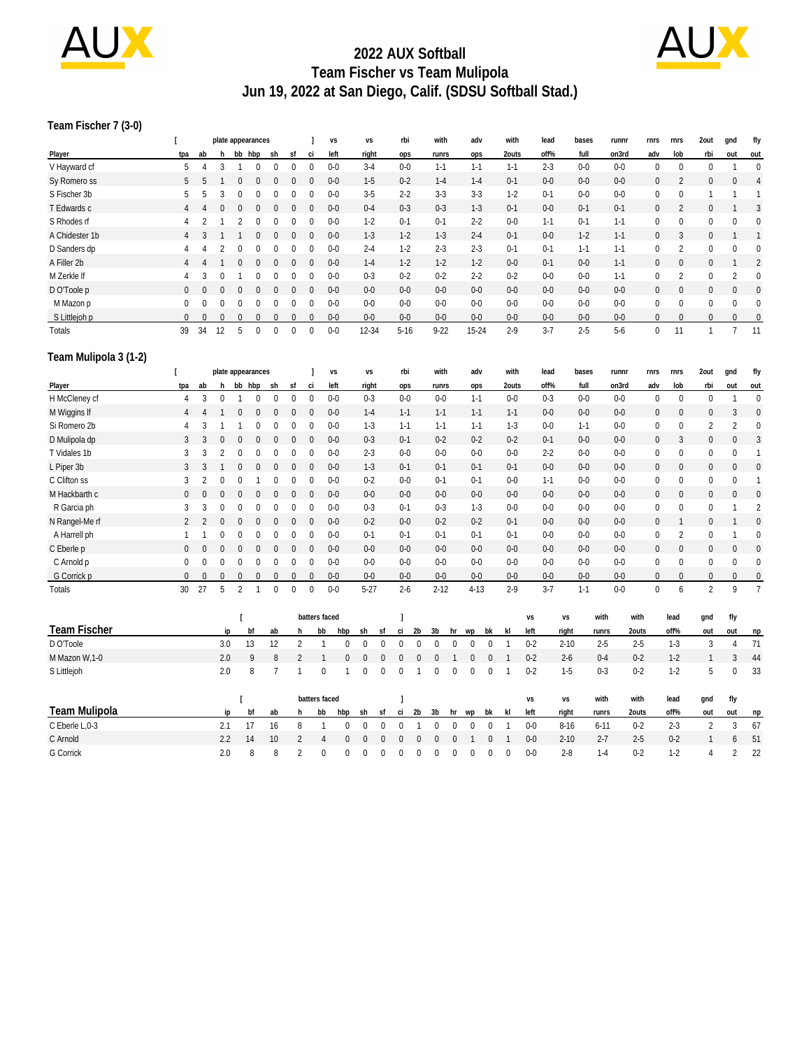# 2022 AUX Softball

## Team Fischer vs Team Mulipola

## Jun 19, 2022 at San Diego, Calif. (SDSU Softball Stad.)

### Team Fischer 7 (3-0)

| Player | tpa | ab | h | bb | hbp | sh | sf | ci | vs left | vs right | rbi ops | with runrs | adv ops | with 2outs | lead off% | bases full | runnr on3rd | rnrs adv | rnrs lob | 2out rbi | gnd out | fly out |
|---|---|---|---|---|---|---|---|---|---|---|---|---|---|---|---|---|---|---|---|---|---|---|
| V Hayward cf | 5 | 4 | 3 | 1 | 0 | 0 | 0 | 0 | 0-0 | 3-4 | 0-0 | 1-1 | 1-1 | 1-1 | 2-3 | 0-0 | 0-0 | 0 | 0 | 0 | 1 | 0 |
| Sy Romero ss | 5 | 5 | 1 | 0 | 0 | 0 | 0 | 0 | 0-0 | 1-5 | 0-2 | 1-4 | 1-4 | 0-1 | 0-0 | 0-0 | 0-0 | 0 | 2 | 0 | 0 | 4 |
| S Fischer 3b | 5 | 5 | 3 | 0 | 0 | 0 | 0 | 0 | 0-0 | 3-5 | 2-2 | 3-3 | 3-3 | 1-2 | 0-1 | 0-0 | 0-0 | 0 | 0 | 1 | 1 | 1 |
| T Edwards c | 4 | 4 | 0 | 0 | 0 | 0 | 0 | 0 | 0-0 | 0-4 | 0-3 | 0-3 | 1-3 | 0-1 | 0-0 | 0-1 | 0-1 | 0 | 2 | 0 | 1 | 3 |
| S Rhodes rf | 4 | 2 | 1 | 2 | 0 | 0 | 0 | 0 | 0-0 | 1-2 | 0-1 | 0-1 | 2-2 | 0-0 | 1-1 | 0-1 | 1-1 | 0 | 0 | 0 | 0 | 0 |
| A Chidester 1b | 4 | 3 | 1 | 1 | 0 | 0 | 0 | 0 | 0-0 | 1-3 | 1-2 | 1-3 | 2-4 | 0-1 | 0-0 | 1-2 | 1-1 | 0 | 3 | 0 | 1 | 1 |
| D Sanders dp | 4 | 4 | 2 | 0 | 0 | 0 | 0 | 0 | 0-0 | 2-4 | 1-2 | 2-3 | 2-3 | 0-1 | 0-1 | 1-1 | 1-1 | 0 | 2 | 0 | 0 | 0 |
| A Filler 2b | 4 | 4 | 1 | 0 | 0 | 0 | 0 | 0 | 0-0 | 1-4 | 1-2 | 1-2 | 1-2 | 0-0 | 0-1 | 0-0 | 1-1 | 0 | 0 | 0 | 1 | 2 |
| M Zerkle lf | 4 | 3 | 0 | 1 | 0 | 0 | 0 | 0 | 0-0 | 0-3 | 0-2 | 0-2 | 2-2 | 0-2 | 0-0 | 0-0 | 1-1 | 0 | 2 | 0 | 2 | 0 |
| D O'Toole p | 0 | 0 | 0 | 0 | 0 | 0 | 0 | 0 | 0-0 | 0-0 | 0-0 | 0-0 | 0-0 | 0-0 | 0-0 | 0-0 | 0-0 | 0 | 0 | 0 | 0 | 0 |
| M Mazon p | 0 | 0 | 0 | 0 | 0 | 0 | 0 | 0 | 0-0 | 0-0 | 0-0 | 0-0 | 0-0 | 0-0 | 0-0 | 0-0 | 0-0 | 0 | 0 | 0 | 0 | 0 |
| S Littlejoh p | 0 | 0 | 0 | 0 | 0 | 0 | 0 | 0 | 0-0 | 0-0 | 0-0 | 0-0 | 0-0 | 0-0 | 0-0 | 0-0 | 0-0 | 0 | 0 | 0 | 0 | 0 |
| Totals | 39 | 34 | 12 | 5 | 0 | 0 | 0 | 0 | 0-0 | 12-34 | 5-16 | 9-22 | 15-24 | 2-9 | 3-7 | 2-5 | 5-6 | 0 | 11 | 1 | 7 | 11 |

### Team Mulipola 3 (1-2)

| Player | tpa | ab | h | bb | hbp | sh | sf | ci | vs left | vs right | rbi ops | with runrs | adv ops | with 2outs | lead off% | bases full | runnr on3rd | rnrs adv | rnrs lob | 2out rbi | gnd out | fly out |
|---|---|---|---|---|---|---|---|---|---|---|---|---|---|---|---|---|---|---|---|---|---|---|
| H McCleney cf | 4 | 3 | 0 | 1 | 0 | 0 | 0 | 0 | 0-0 | 0-3 | 0-0 | 0-0 | 1-1 | 0-0 | 0-3 | 0-0 | 0-0 | 0 | 0 | 0 | 1 | 0 |
| M Wiggins lf | 4 | 4 | 1 | 0 | 0 | 0 | 0 | 0 | 0-0 | 1-4 | 1-1 | 1-1 | 1-1 | 1-1 | 0-0 | 0-0 | 0-0 | 0 | 0 | 0 | 3 | 0 |
| Si Romero 2b | 4 | 3 | 1 | 1 | 0 | 0 | 0 | 0 | 0-0 | 1-3 | 1-1 | 1-1 | 1-1 | 1-3 | 0-0 | 1-1 | 0-0 | 0 | 0 | 2 | 2 | 0 |
| D Mulipola dp | 3 | 3 | 0 | 0 | 0 | 0 | 0 | 0 | 0-0 | 0-3 | 0-1 | 0-2 | 0-2 | 0-2 | 0-1 | 0-0 | 0-0 | 0 | 3 | 0 | 0 | 3 |
| T Vidales 1b | 3 | 3 | 2 | 0 | 0 | 0 | 0 | 0 | 0-0 | 2-3 | 0-0 | 0-0 | 0-0 | 0-0 | 2-2 | 0-0 | 0-0 | 0 | 0 | 0 | 0 | 1 |
| L Piper 3b | 3 | 3 | 1 | 0 | 0 | 0 | 0 | 0 | 0-0 | 1-3 | 0-1 | 0-1 | 0-1 | 0-1 | 0-0 | 0-0 | 0-0 | 0 | 0 | 0 | 0 | 0 |
| C Clifton ss | 3 | 2 | 0 | 0 | 1 | 0 | 0 | 0 | 0-0 | 0-2 | 0-0 | 0-1 | 0-1 | 0-0 | 1-1 | 0-0 | 0-0 | 0 | 0 | 0 | 0 | 1 |
| M Hackbarth c | 0 | 0 | 0 | 0 | 0 | 0 | 0 | 0 | 0-0 | 0-0 | 0-0 | 0-0 | 0-0 | 0-0 | 0-0 | 0-0 | 0-0 | 0 | 0 | 0 | 0 | 0 |
| R Garcia ph | 3 | 3 | 0 | 0 | 0 | 0 | 0 | 0 | 0-0 | 0-3 | 0-1 | 0-3 | 1-3 | 0-0 | 0-0 | 0-0 | 0-0 | 0 | 0 | 0 | 1 | 2 |
| N Rangel-Me rf | 2 | 2 | 0 | 0 | 0 | 0 | 0 | 0 | 0-0 | 0-2 | 0-0 | 0-2 | 0-2 | 0-1 | 0-0 | 0-0 | 0-0 | 0 | 1 | 0 | 1 | 0 |
| A Harrell ph | 1 | 1 | 0 | 0 | 0 | 0 | 0 | 0 | 0-0 | 0-1 | 0-1 | 0-1 | 0-1 | 0-1 | 0-0 | 0-0 | 0-0 | 0 | 2 | 0 | 1 | 0 |
| C Eberle p | 0 | 0 | 0 | 0 | 0 | 0 | 0 | 0 | 0-0 | 0-0 | 0-0 | 0-0 | 0-0 | 0-0 | 0-0 | 0-0 | 0-0 | 0 | 0 | 0 | 0 | 0 |
| C Arnold p | 0 | 0 | 0 | 0 | 0 | 0 | 0 | 0 | 0-0 | 0-0 | 0-0 | 0-0 | 0-0 | 0-0 | 0-0 | 0-0 | 0-0 | 0 | 0 | 0 | 0 | 0 |
| G Corrick p | 0 | 0 | 0 | 0 | 0 | 0 | 0 | 0 | 0-0 | 0-0 | 0-0 | 0-0 | 0-0 | 0-0 | 0-0 | 0-0 | 0-0 | 0 | 0 | 0 | 0 | 0 |
| Totals | 30 | 27 | 5 | 2 | 1 | 0 | 0 | 0 | 0-0 | 5-27 | 2-6 | 2-12 | 4-13 | 2-9 | 3-7 | 1-1 | 0-0 | 0 | 6 | 2 | 9 | 7 |

| Team Fischer | ip | bf | ab | h | bb | hbp | sh | sf | ci | 2b | 3b | hr | wp | bk | kl | vs left | vs right | with runrs | with 2outs | lead off% | gnd out | fly out | np |
|---|---|---|---|---|---|---|---|---|---|---|---|---|---|---|---|---|---|---|---|---|---|---|---|
| D O'Toole | 3.0 | 13 | 12 | 2 | 1 | 0 | 0 | 0 | 0 | 0 | 0 | 0 | 0 | 0 | 1 | 0-2 | 2-10 | 2-5 | 2-5 | 1-3 | 3 | 4 | 71 |
| M Mazon W,1-0 | 2.0 | 9 | 8 | 2 | 1 | 0 | 0 | 0 | 0 | 0 | 0 | 1 | 0 | 0 | 1 | 0-2 | 2-6 | 0-4 | 0-2 | 1-2 | 1 | 3 | 44 |
| S Littlejoh | 2.0 | 8 | 7 | 1 | 0 | 1 | 0 | 0 | 0 | 1 | 0 | 0 | 0 | 0 | 1 | 0-2 | 1-5 | 0-3 | 0-2 | 1-2 | 5 | 0 | 33 |

| Team Mulipola | ip | bf | ab | h | bb | hbp | sh | sf | ci | 2b | 3b | hr | wp | bk | kl | vs left | vs right | with runrs | with 2outs | lead off% | gnd out | fly out | np |
|---|---|---|---|---|---|---|---|---|---|---|---|---|---|---|---|---|---|---|---|---|---|---|---|
| C Eberle L,0-3 | 2.1 | 17 | 16 | 8 | 1 | 0 | 0 | 0 | 0 | 1 | 0 | 0 | 0 | 0 | 1 | 0-0 | 8-16 | 6-11 | 0-2 | 2-3 | 2 | 3 | 67 |
| C Arnold | 2.2 | 14 | 10 | 2 | 4 | 0 | 0 | 0 | 0 | 0 | 0 | 0 | 1 | 0 | 1 | 0-0 | 2-10 | 2-7 | 2-5 | 0-2 | 1 | 6 | 51 |
| G Corrick | 2.0 | 8 | 8 | 2 | 0 | 0 | 0 | 0 | 0 | 0 | 0 | 0 | 0 | 0 | 0 | 0-0 | 2-8 | 1-4 | 0-2 | 1-2 | 4 | 2 | 22 |